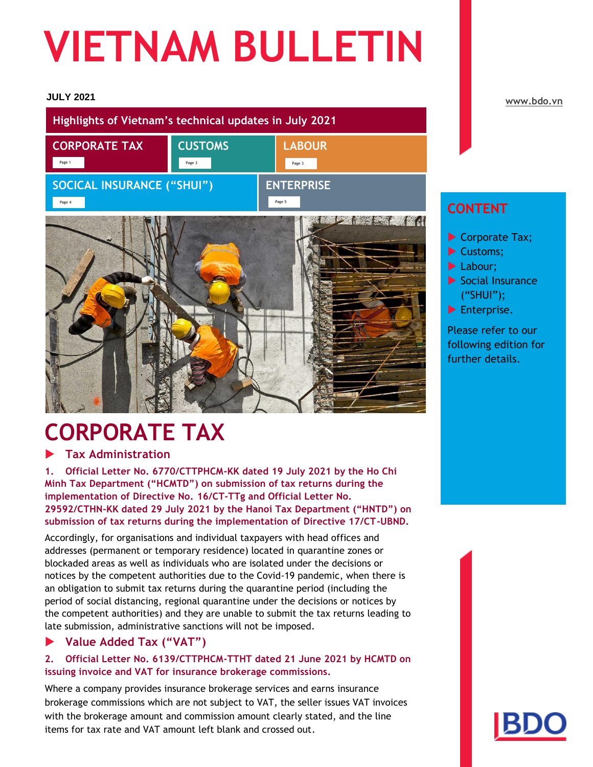# VIETNAM BULLETIN

**JULY 2021**

www.bdo.vn

**Highlights of Vietnam's technical updates in July 2021**

| CORPORATE TAX | CUSTOMS | LABOUR |
|---|---|---|
| Page 1 | Page 3 | Page 3 |

| SOCICAL INSURANCE ("SHUI") | ENTERPRISE |
|---|---|
| Page 4 | Page 5 |

## CONTENT

- Corporate Tax;
- Customs;
- Labour;
- Social Insurance ("SHUI");
- Enterprise.

Please refer to our following edition for further details.

# CORPORATE TAX

## Tax Administration

**1. Official Letter No. 6770/CTTPHCM-KK dated 19 July 2021 by the Ho Chi Minh Tax Department ("HCMTD") on submission of tax returns during the implementation of Directive No. 16/CT-TTg and Official Letter No. 29592/CTHN-KK dated 29 July 2021 by the Hanoi Tax Department ("HNTD") on submission of tax returns during the implementation of Directive 17/CT-UBND.**

Accordingly, for organisations and individual taxpayers with head offices and addresses (permanent or temporary residence) located in quarantine zones or blockaded areas as well as individuals who are isolated under the decisions or notices by the competent authorities due to the Covid-19 pandemic, when there is an obligation to submit tax returns during the quarantine period (including the period of social distancing, regional quarantine under the decisions or notices by the competent authorities) and they are unable to submit the tax returns leading to late submission, administrative sanctions will not be imposed.

## Value Added Tax ("VAT")

**2. Official Letter No. 6139/CTTPHCM-TTHT dated 21 June 2021 by HCMTD on issuing invoice and VAT for insurance brokerage commissions.**

Where a company provides insurance brokerage services and earns insurance brokerage commissions which are not subject to VAT, the seller issues VAT invoices with the brokerage amount and commission amount clearly stated, and the line items for tax rate and VAT amount left blank and crossed out.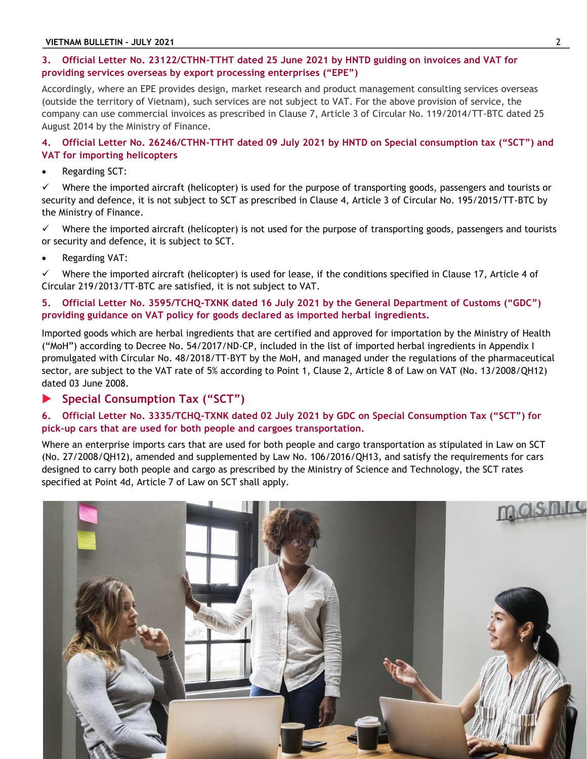### 3. Official Letter No. 23122/CTHN-TTHT dated 25 June 2021 by HNTD guiding on invoices and VAT for providing services overseas by export processing enterprises ("EPE")

Accordingly, where an EPE provides design, market research and product management consulting services overseas (outside the territory of Vietnam), such services are not subject to VAT. For the above provision of service, the company can use commercial invoices as prescribed in Clause 7, Article 3 of Circular No. 119/2014/TT-BTC dated 25 August 2014 by the Ministry of Finance.

### 4. Official Letter No. 26246/CTHN-TTHT dated 09 July 2021 by HNTD on Special consumption tax ("SCT") and VAT for importing helicopters

- Regarding SCT:

✓ Where the imported aircraft (helicopter) is used for the purpose of transporting goods, passengers and tourists or security and defence, it is not subject to SCT as prescribed in Clause 4, Article 3 of Circular No. 195/2015/TT-BTC by the Ministry of Finance.

✓ Where the imported aircraft (helicopter) is not used for the purpose of transporting goods, passengers and tourists or security and defence, it is subject to SCT.

- Regarding VAT:

✓ Where the imported aircraft (helicopter) is used for lease, if the conditions specified in Clause 17, Article 4 of Circular 219/2013/TT-BTC are satisfied, it is not subject to VAT.

### 5. Official Letter No. 3595/TCHQ-TXNK dated 16 July 2021 by the General Department of Customs ("GDC") providing guidance on VAT policy for goods declared as imported herbal ingredients.

Imported goods which are herbal ingredients that are certified and approved for importation by the Ministry of Health ("MoH") according to Decree No. 54/2017/ND-CP, included in the list of imported herbal ingredients in Appendix I promulgated with Circular No. 48/2018/TT-BYT by the MoH, and managed under the regulations of the pharmaceutical sector, are subject to the VAT rate of 5% according to Point 1, Clause 2, Article 8 of Law on VAT (No. 13/2008/QH12) dated 03 June 2008.

## Special Consumption Tax ("SCT")

### 6. Official Letter No. 3335/TCHQ-TXNK dated 02 July 2021 by GDC on Special Consumption Tax ("SCT") for pick-up cars that are used for both people and cargoes transportation.

Where an enterprise imports cars that are used for both people and cargo transportation as stipulated in Law on SCT (No. 27/2008/QH12), amended and supplemented by Law No. 106/2016/QH13, and satisfy the requirements for cars designed to carry both people and cargo as prescribed by the Ministry of Science and Technology, the SCT rates specified at Point 4d, Article 7 of Law on SCT shall apply.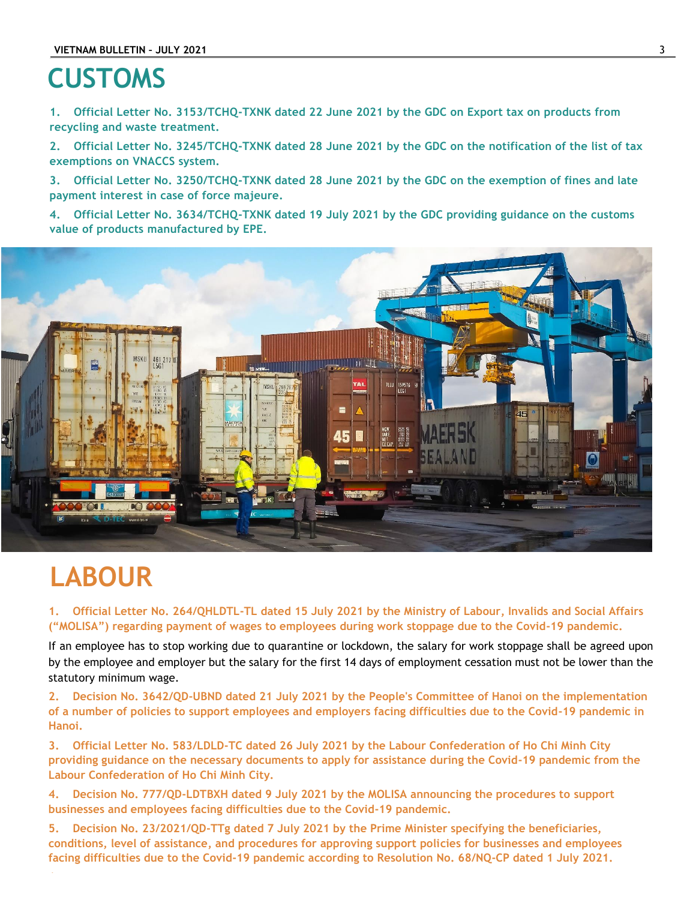# CUSTOMS

**1. Official Letter No. 3153/TCHQ-TXNK dated 22 June 2021 by the GDC on Export tax on products from recycling and waste treatment.**

**2. Official Letter No. 3245/TCHQ-TXNK dated 28 June 2021 by the GDC on the notification of the list of tax exemptions on VNACCS system.**

**3. Official Letter No. 3250/TCHQ-TXNK dated 28 June 2021 by the GDC on the exemption of fines and late payment interest in case of force majeure.**

**4. Official Letter No. 3634/TCHQ-TXNK dated 19 July 2021 by the GDC providing guidance on the customs value of products manufactured by EPE.**

# LABOUR

**1. Official Letter No. 264/QHLDTL-TL dated 15 July 2021 by the Ministry of Labour, Invalids and Social Affairs ("MOLISA") regarding payment of wages to employees during work stoppage due to the Covid-19 pandemic.**

If an employee has to stop working due to quarantine or lockdown, the salary for work stoppage shall be agreed upon by the employee and employer but the salary for the first 14 days of employment cessation must not be lower than the statutory minimum wage.

**2. Decision No. 3642/QD-UBND dated 21 July 2021 by the People's Committee of Hanoi on the implementation of a number of policies to support employees and employers facing difficulties due to the Covid-19 pandemic in Hanoi.**

**3. Official Letter No. 583/LDLD-TC dated 26 July 2021 by the Labour Confederation of Ho Chi Minh City providing guidance on the necessary documents to apply for assistance during the Covid-19 pandemic from the Labour Confederation of Ho Chi Minh City.**

**4. Decision No. 777/QD-LDTBXH dated 9 July 2021 by the MOLISA announcing the procedures to support businesses and employees facing difficulties due to the Covid-19 pandemic.**

**5. Decision No. 23/2021/QD-TTg dated 7 July 2021 by the Prime Minister specifying the beneficiaries, conditions, level of assistance, and procedures for approving support policies for businesses and employees facing difficulties due to the Covid-19 pandemic according to Resolution No. 68/NQ-CP dated 1 July 2021.**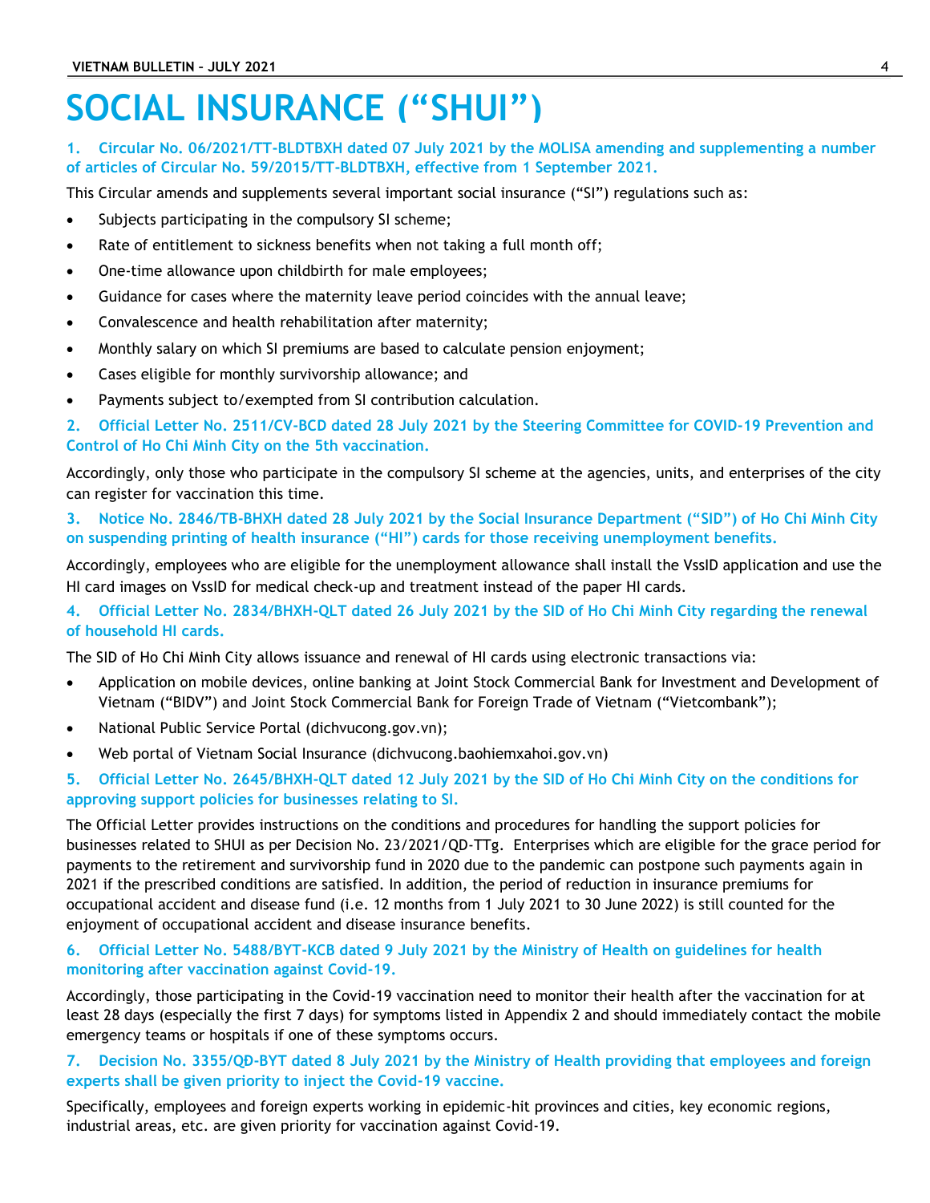# SOCIAL INSURANCE (“SHUI”)

### 1. Circular No. 06/2021/TT-BLDTBXH dated 07 July 2021 by the MOLISA amending and supplementing a number of articles of Circular No. 59/2015/TT-BLDTBXH, effective from 1 September 2021.

This Circular amends and supplements several important social insurance (“SI”) regulations such as:

- Subjects participating in the compulsory SI scheme;
- Rate of entitlement to sickness benefits when not taking a full month off;
- One-time allowance upon childbirth for male employees;
- Guidance for cases where the maternity leave period coincides with the annual leave;
- Convalescence and health rehabilitation after maternity;
- Monthly salary on which SI premiums are based to calculate pension enjoyment;
- Cases eligible for monthly survivorship allowance; and
- Payments subject to/exempted from SI contribution calculation.

### 2. Official Letter No. 2511/CV-BCD dated 28 July 2021 by the Steering Committee for COVID-19 Prevention and Control of Ho Chi Minh City on the 5th vaccination.

Accordingly, only those who participate in the compulsory SI scheme at the agencies, units, and enterprises of the city can register for vaccination this time.

### 3. Notice No. 2846/TB-BHXH dated 28 July 2021 by the Social Insurance Department (“SID”) of Ho Chi Minh City on suspending printing of health insurance (“HI”) cards for those receiving unemployment benefits.

Accordingly, employees who are eligible for the unemployment allowance shall install the VssID application and use the HI card images on VssID for medical check-up and treatment instead of the paper HI cards.

### 4. Official Letter No. 2834/BHXH-QLT dated 26 July 2021 by the SID of Ho Chi Minh City regarding the renewal of household HI cards.

The SID of Ho Chi Minh City allows issuance and renewal of HI cards using electronic transactions via:

- Application on mobile devices, online banking at Joint Stock Commercial Bank for Investment and Development of Vietnam (“BIDV”) and Joint Stock Commercial Bank for Foreign Trade of Vietnam (“Vietcombank”);
- National Public Service Portal (dichvucong.gov.vn);
- Web portal of Vietnam Social Insurance (dichvucong.baohiemxahoi.gov.vn)

### 5. Official Letter No. 2645/BHXH-QLT dated 12 July 2021 by the SID of Ho Chi Minh City on the conditions for approving support policies for businesses relating to SI.

The Official Letter provides instructions on the conditions and procedures for handling the support policies for businesses related to SHUI as per Decision No. 23/2021/QĐ-TTg. Enterprises which are eligible for the grace period for payments to the retirement and survivorship fund in 2020 due to the pandemic can postpone such payments again in 2021 if the prescribed conditions are satisfied. In addition, the period of reduction in insurance premiums for occupational accident and disease fund (i.e. 12 months from 1 July 2021 to 30 June 2022) is still counted for the enjoyment of occupational accident and disease insurance benefits.

### 6. Official Letter No. 5488/BYT-KCB dated 9 July 2021 by the Ministry of Health on guidelines for health monitoring after vaccination against Covid-19.

Accordingly, those participating in the Covid-19 vaccination need to monitor their health after the vaccination for at least 28 days (especially the first 7 days) for symptoms listed in Appendix 2 and should immediately contact the mobile emergency teams or hospitals if one of these symptoms occurs.

### 7. Decision No. 3355/QĐ-BYT dated 8 July 2021 by the Ministry of Health providing that employees and foreign experts shall be given priority to inject the Covid-19 vaccine.

Specifically, employees and foreign experts working in epidemic-hit provinces and cities, key economic regions, industrial areas, etc. are given priority for vaccination against Covid-19.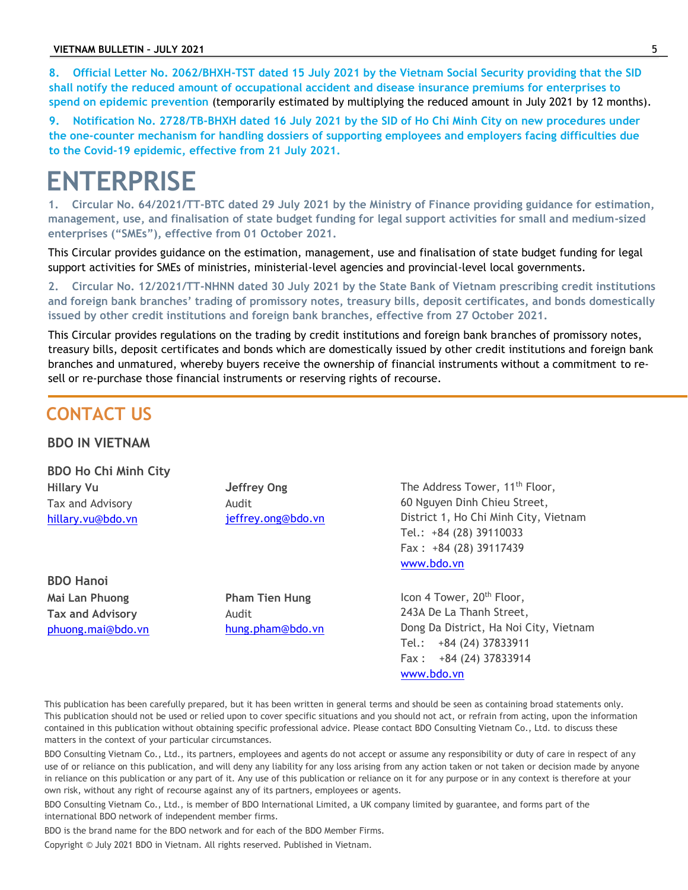**8. Official Letter No. 2062/BHXH-TST dated 15 July 2021 by the Vietnam Social Security providing that the SID shall notify the reduced amount of occupational accident and disease insurance premiums for enterprises to spend on epidemic prevention** (temporarily estimated by multiplying the reduced amount in July 2021 by 12 months).

**9. Notification No. 2728/TB-BHXH dated 16 July 2021 by the SID of Ho Chi Minh City on new procedures under the one-counter mechanism for handling dossiers of supporting employees and employers facing difficulties due to the Covid-19 epidemic, effective from 21 July 2021.**

# ENTERPRISE

**1. Circular No. 64/2021/TT-BTC dated 29 July 2021 by the Ministry of Finance providing guidance for estimation, management, use, and finalisation of state budget funding for legal support activities for small and medium-sized enterprises ("SMEs"), effective from 01 October 2021.**

This Circular provides guidance on the estimation, management, use and finalisation of state budget funding for legal support activities for SMEs of ministries, ministerial-level agencies and provincial-level local governments.

**2. Circular No. 12/2021/TT-NHNN dated 30 July 2021 by the State Bank of Vietnam prescribing credit institutions and foreign bank branches' trading of promissory notes, treasury bills, deposit certificates, and bonds domestically issued by other credit institutions and foreign bank branches, effective from 27 October 2021.**

This Circular provides regulations on the trading by credit institutions and foreign bank branches of promissory notes, treasury bills, deposit certificates and bonds which are domestically issued by other credit institutions and foreign bank branches and unmatured, whereby buyers receive the ownership of financial instruments without a commitment to re-sell or re-purchase those financial instruments or reserving rights of recourse.

## CONTACT US

### BDO IN VIETNAM

**BDO Ho Chi Minh City**

**Hillary Vu**
Tax and Advisory
hillary.vu@bdo.vn

**Jeffrey Ong**
Audit
jeffrey.ong@bdo.vn

The Address Tower, 11th Floor,
60 Nguyen Dinh Chieu Street,
District 1, Ho Chi Minh City, Vietnam
Tel.: +84 (28) 39110033
Fax : +84 (28) 39117439
www.bdo.vn

**BDO Hanoi**

**Mai Lan Phuong**
**Tax and Advisory**
phuong.mai@bdo.vn

**Pham Tien Hung**
Audit
hung.pham@bdo.vn

Icon 4 Tower, 20th Floor,
243A De La Thanh Street,
Dong Da District, Ha Noi City, Vietnam
Tel.: +84 (24) 37833911
Fax : +84 (24) 37833914
www.bdo.vn

This publication has been carefully prepared, but it has been written in general terms and should be seen as containing broad statements only. This publication should not be used or relied upon to cover specific situations and you should not act, or refrain from acting, upon the information contained in this publication without obtaining specific professional advice. Please contact BDO Consulting Vietnam Co., Ltd. to discuss these matters in the context of your particular circumstances.

BDO Consulting Vietnam Co., Ltd., its partners, employees and agents do not accept or assume any responsibility or duty of care in respect of any use of or reliance on this publication, and will deny any liability for any loss arising from any action taken or not taken or decision made by anyone in reliance on this publication or any part of it. Any use of this publication or reliance on it for any purpose or in any context is therefore at your own risk, without any right of recourse against any of its partners, employees or agents.

BDO Consulting Vietnam Co., Ltd., is member of BDO International Limited, a UK company limited by guarantee, and forms part of the international BDO network of independent member firms.

BDO is the brand name for the BDO network and for each of the BDO Member Firms.

Copyright © July 2021 BDO in Vietnam. All rights reserved. Published in Vietnam.